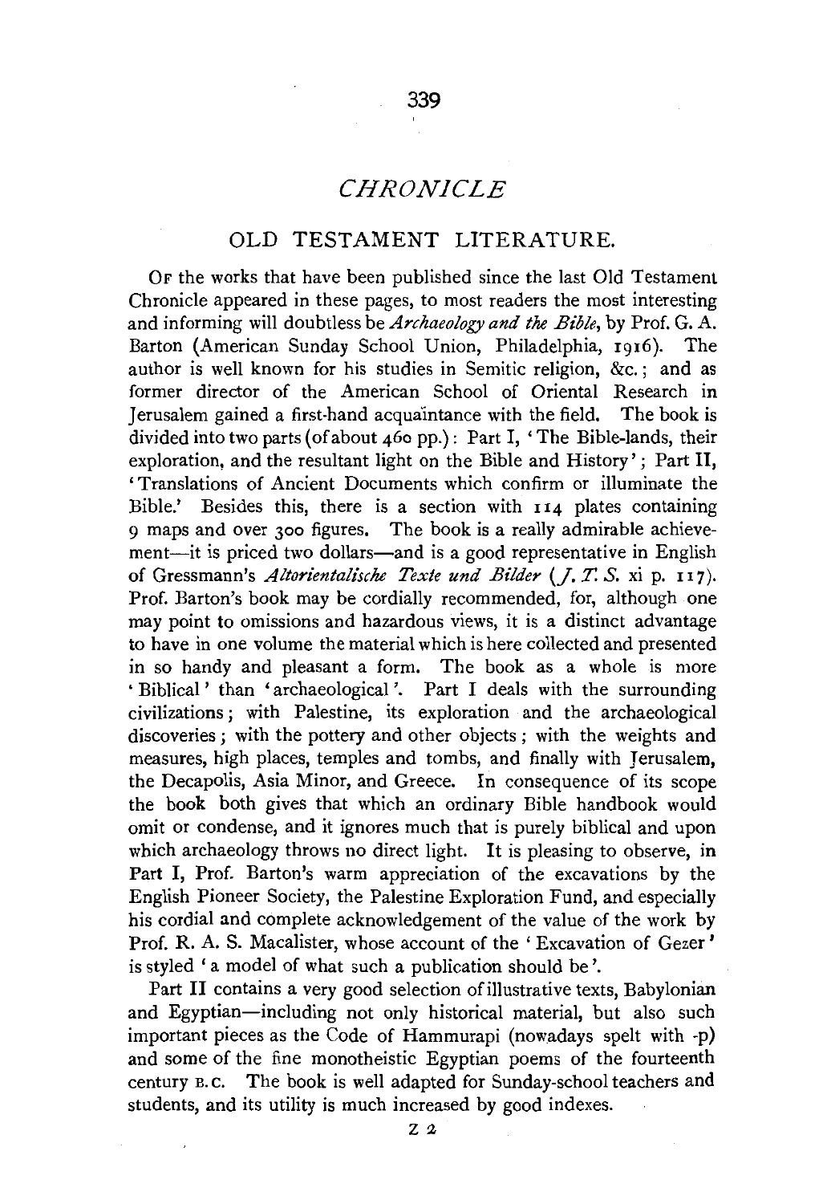# *CHRONICLE*

## OLD TESTAMENT LITERATURE.

OF the works that have been published since the last Old Testament Chronicle appeared in these pages, to most readers the most interesting and informing will doubtless be *Archaeology and the Bible*, by Prof. G. A. Barton (American Sunday School Union, Philadelphia, 1916). The author is well known for his studies in Semitic religion, &c.; and as former director of the American School of Oriental Research in Jerusalem gained a first-hand acquaintance with the field. The book is divided into two parts (of about 460 pp.): Part I, 'The Bible-lands, their exploration, and the resultant light on the Bible and History'; Part II, 'Translations of Ancient Documents which confirm or illuminate the Bible.' Besides this, there is a section with 114 plates containing 9 maps and over 300 figures. The book is a really admirable achievement—it is priced two dollars—and is a good representative in English of Gressmann's *Altorientalische Texte und Bilder* (*J. T. S.* xi p. 117). Prof. Barton's book may be cordially recommended, for, although one may point to omissions and hazardous views, it is a distinct advantage to have in one volume the material which is here collected and presented in so handy and pleasant a form. The book as a whole is more 'Biblical' than 'archaeological'. Part I deals with the surrounding civilizations; with Palestine, its exploration and the archaeological discoveries; with the pottery and other objects; with the weights and measures, high places, temples and tombs, and finally with Jerusalem, the Decapolis, Asia Minor, and Greece. In consequence of its scope the book both gives that which an ordinary Bible handbook would omit or condense, and it ignores much that is purely biblical and upon which archaeology throws no direct light. It is pleasing to observe, in Part I, Prof. Barton's warm appreciation of the excavations by the English Pioneer Society, the Palestine Exploration Fund, and especially his cordial and complete acknowledgement of the value of the work by Prof. R. A. S. Macalister, whose account of the 'Excavation of Gezer' is styled 'a model of what such a publication should be'.

Part II contains a very good selection of illustrative texts, Babylonian and Egyptian—including not only historical material, but also such important pieces as the Code of Hammurapi (nowadays spelt with -p) and some of the fine monotheistic Egyptian poems of the fourteenth century B.C. The book is well adapted for Sunday-school teachers and students, and its utility is much increased by good indexes.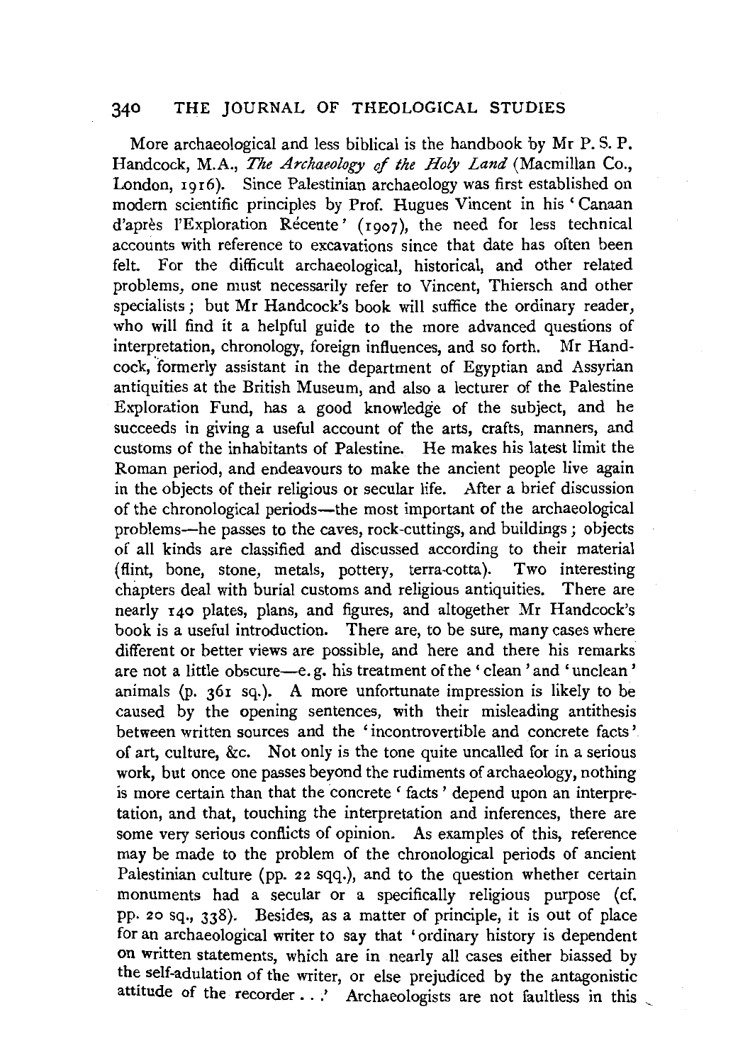More archaeological and less biblical is the handbook by Mr P. S. P. Handcock, M.A., *The Archaeology of the Holy Land* (Macmillan Co., London, 1916). Since Palestinian archaeology was first established on modern scientific principles by Prof. Hugues Vincent in his 'Canaan d'après l'Exploration Récente' (1907), the need for less technical accounts with reference to excavations since that date has often been felt. For the difficult archaeological, historical, and other related problems, one must necessarily refer to Vincent, Thiersch and other specialists; but Mr Handcock's book will suffice the ordinary reader, who will find it a helpful guide to the more advanced questions of interpretation, chronology, foreign influences, and so forth. Mr Handcock, formerly assistant in the department of Egyptian and Assyrian antiquities at the British Museum, and also a lecturer of the Palestine Exploration Fund, has a good knowledge of the subject, and he succeeds in giving a useful account of the arts, crafts, manners, and customs of the inhabitants of Palestine. He makes his latest limit the Roman period, and endeavours to make the ancient people live again in the objects of their religious or secular life. After a brief discussion of the chronological periods—the most important of the archaeological problems—he passes to the caves, rock-cuttings, and buildings; objects of all kinds are classified and discussed according to their material (flint, bone, stone, metals, pottery, terra-cotta). Two interesting chapters deal with burial customs and religious antiquities. There are nearly 140 plates, plans, and figures, and altogether Mr Handcock's book is a useful introduction. There are, to be sure, many cases where different or better views are possible, and here and there his remarks are not a little obscure—e. g. his treatment of the 'clean' and 'unclean' animals (p. 361 sq.). A more unfortunate impression is likely to be caused by the opening sentences, with their misleading antithesis between written sources and the 'incontrovertible and concrete facts' of art, culture, &c. Not only is the tone quite uncalled for in a serious work, but once one passes beyond the rudiments of archaeology, nothing is more certain than that the concrete 'facts' depend upon an interpretation, and that, touching the interpretation and inferences, there are some very serious conflicts of opinion. As examples of this, reference may be made to the problem of the chronological periods of ancient Palestinian culture (pp. 22 sqq.), and to the question whether certain monuments had a secular or a specifically religious purpose (cf. pp. 20 sq., 338). Besides, as a matter of principle, it is out of place for an archaeological writer to say that 'ordinary history is dependent on written statements, which are in nearly all cases either biassed by the self-adulation of the writer, or else prejudiced by the antagonistic attitude of the recorder . . .' Archaeologists are not faultless in this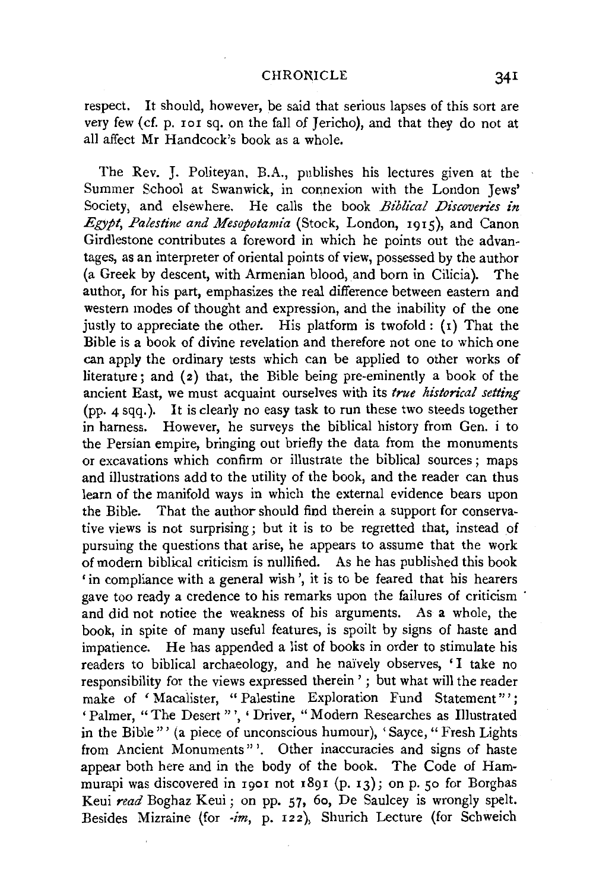respect. It should, however, be said that serious lapses of this sort are very few (cf. p. 101 sq. on the fall of Jericho), and that they do not at all affect Mr Handcock's book as a whole.

The Rev. J. Politeyan, B.A., publishes his lectures given at the Summer School at Swanwick, in connexion with the London Jews' Society, and elsewhere. He calls the book *Biblical Discoveries in Egypt, Palestine and Mesopotamia* (Stock, London, 1915), and Canon Girdlestone contributes a foreword in which he points out the advantages, as an interpreter of oriental points of view, possessed by the author (a Greek by descent, with Armenian blood, and born in Cilicia). The author, for his part, emphasizes the real difference between eastern and western modes of thought and expression, and the inability of the one justly to appreciate the other. His platform is twofold: (1) That the Bible is a book of divine revelation and therefore not one to which one can apply the ordinary tests which can be applied to other works of literature; and (2) that, the Bible being pre-eminently a book of the ancient East, we must acquaint ourselves with its *true historical setting* (pp. 4 sqq.). It is clearly no easy task to run these two steeds together in harness. However, he surveys the biblical history from Gen. i to the Persian empire, bringing out briefly the data from the monuments or excavations which confirm or illustrate the biblical sources; maps and illustrations add to the utility of the book, and the reader can thus learn of the manifold ways in which the external evidence bears upon the Bible. That the author should find therein a support for conservative views is not surprising; but it is to be regretted that, instead of pursuing the questions that arise, he appears to assume that the work of modern biblical criticism is nullified. As he has published this book 'in compliance with a general wish', it is to be feared that his hearers gave too ready a credence to his remarks upon the failures of criticism and did not notice the weakness of his arguments. As a whole, the book, in spite of many useful features, is spoilt by signs of haste and impatience. He has appended a list of books in order to stimulate his readers to biblical archaeology, and he naïvely observes, 'I take no responsibility for the views expressed therein'; but what will the reader make of 'Macalister, "Palestine Exploration Fund Statement"'; 'Palmer, "The Desert"', 'Driver, "Modern Researches as Illustrated in the Bible"' (a piece of unconscious humour), 'Sayce, "Fresh Lights from Ancient Monuments"'. Other inaccuracies and signs of haste appear both here and in the body of the book. The Code of Hammurapi was discovered in 1901 not 1891 (p. 13); on p. 50 for Borghas Keui *read* Boghaz Keui; on pp. 57, 60, De Saulcey is wrongly spelt. Besides Mizraine (for *-im*, p. 122), Shurich Lecture (for Schweich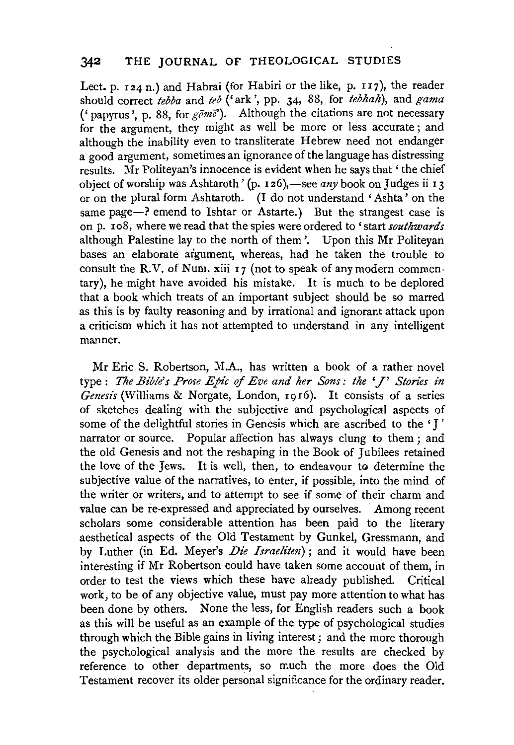Lect. p. 124 n.) and Habrai (for Habiri or the like, p. 117), the reader should correct *tebba* and *teb* ('ark', pp. 34, 88, for *tebhah*), and *gama* ('papyrus', p. 88, for *gōmĕ*). Although the citations are not necessary for the argument, they might as well be more or less accurate; and although the inability even to transliterate Hebrew need not endanger a good argument, sometimes an ignorance of the language has distressing results. Mr Politeyan's innocence is evident when he says that 'the chief object of worship was Ashtaroth' (p. 126),—see *any* book on Judges ii 13 or on the plural form Ashtaroth. (I do not understand 'Ashta' on the same page—? emend to Ishtar or Astarte.) But the strangest case is on p. 108, where we read that the spies were ordered to 'start *southwards* although Palestine lay to the north of them'. Upon this Mr Politeyan bases an elaborate argument, whereas, had he taken the trouble to consult the R.V. of Num. xiii 17 (not to speak of any modern commentary), he might have avoided his mistake. It is much to be deplored that a book which treats of an important subject should be so marred as this is by faulty reasoning and by irrational and ignorant attack upon a criticism which it has not attempted to understand in any intelligent manner.

Mr Eric S. Robertson, M.A., has written a book of a rather novel type: *The Bible's Prose Epic of Eve and her Sons: the 'J' Stories in Genesis* (Williams & Norgate, London, 1916). It consists of a series of sketches dealing with the subjective and psychological aspects of some of the delightful stories in Genesis which are ascribed to the 'J' narrator or source. Popular affection has always clung to them; and the old Genesis and not the reshaping in the Book of Jubilees retained the love of the Jews. It is well, then, to endeavour to determine the subjective value of the narratives, to enter, if possible, into the mind of the writer or writers, and to attempt to see if some of their charm and value can be re-expressed and appreciated by ourselves. Among recent scholars some considerable attention has been paid to the literary aesthetical aspects of the Old Testament by Gunkel, Gressmann, and by Luther (in Ed. Meyer's *Die Israeliten*); and it would have been interesting if Mr Robertson could have taken some account of them, in order to test the views which these have already published. Critical work, to be of any objective value, must pay more attention to what has been done by others. None the less, for English readers such a book as this will be useful as an example of the type of psychological studies through which the Bible gains in living interest; and the more thorough the psychological analysis and the more the results are checked by reference to other departments, so much the more does the Old Testament recover its older personal significance for the ordinary reader.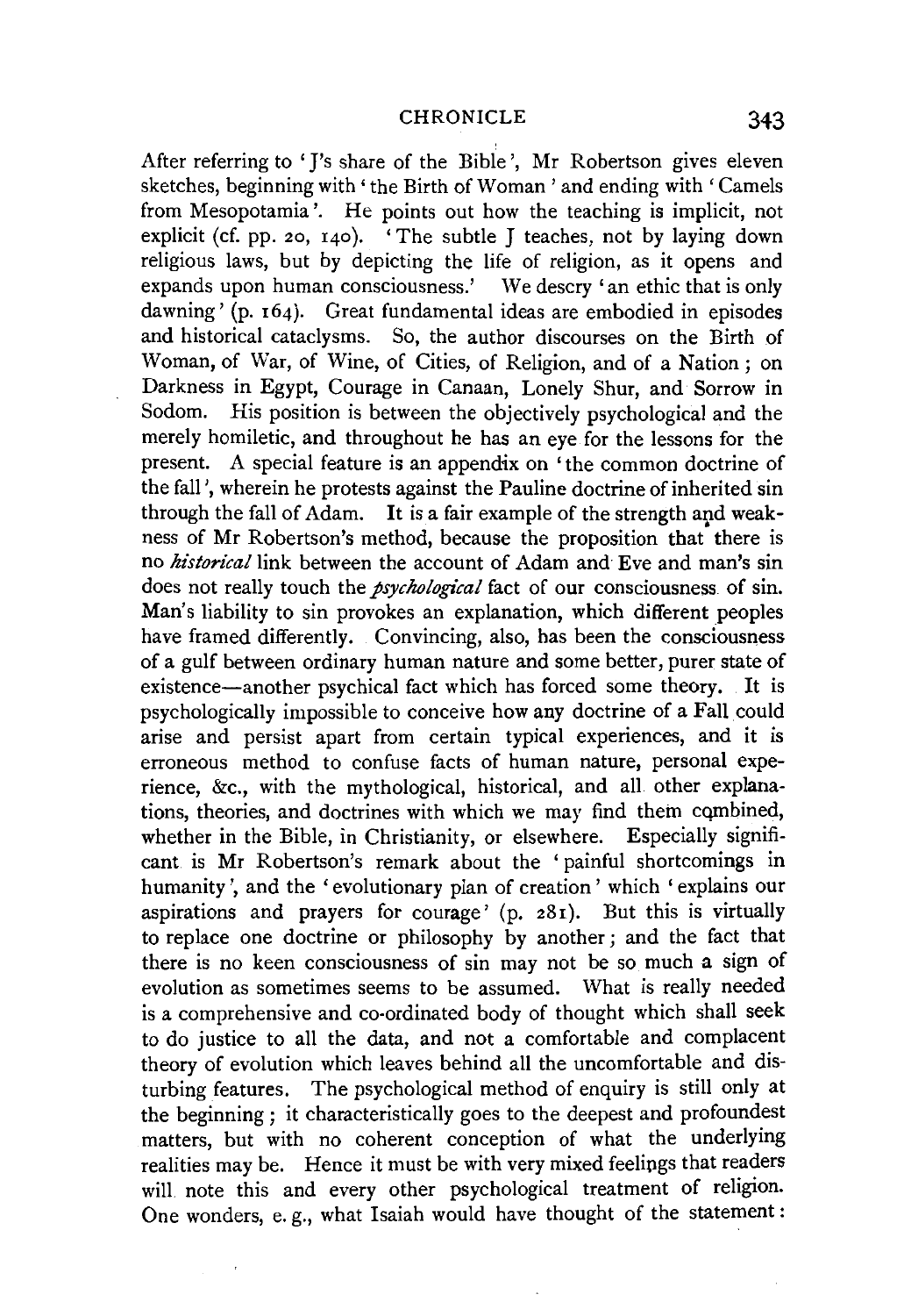After referring to 'J's share of the Bible', Mr Robertson gives eleven sketches, beginning with 'the Birth of Woman' and ending with 'Camels from Mesopotamia'. He points out how the teaching is implicit, not explicit (cf. pp. 20, 140). 'The subtle J teaches, not by laying down religious laws, but by depicting the life of religion, as it opens and expands upon human consciousness.' We descry 'an ethic that is only dawning' (p. 164). Great fundamental ideas are embodied in episodes and historical cataclysms. So, the author discourses on the Birth of Woman, of War, of Wine, of Cities, of Religion, and of a Nation; on Darkness in Egypt, Courage in Canaan, Lonely Shur, and Sorrow in Sodom. His position is between the objectively psychological and the merely homiletic, and throughout he has an eye for the lessons for the present. A special feature is an appendix on 'the common doctrine of the fall', wherein he protests against the Pauline doctrine of inherited sin through the fall of Adam. It is a fair example of the strength and weakness of Mr Robertson's method, because the proposition that there is no *historical* link between the account of Adam and Eve and man's sin does not really touch the *psychological* fact of our consciousness of sin. Man's liability to sin provokes an explanation, which different peoples have framed differently. Convincing, also, has been the consciousness of a gulf between ordinary human nature and some better, purer state of existence—another psychical fact which has forced some theory. It is psychologically impossible to conceive how any doctrine of a Fall could arise and persist apart from certain typical experiences, and it is erroneous method to confuse facts of human nature, personal experience, &c., with the mythological, historical, and all other explanations, theories, and doctrines with which we may find them combined, whether in the Bible, in Christianity, or elsewhere. Especially significant is Mr Robertson's remark about the 'painful shortcomings in humanity', and the 'evolutionary plan of creation' which 'explains our aspirations and prayers for courage' (p. 281). But this is virtually to replace one doctrine or philosophy by another; and the fact that there is no keen consciousness of sin may not be so much a sign of evolution as sometimes seems to be assumed. What is really needed is a comprehensive and co-ordinated body of thought which shall seek to do justice to all the data, and not a comfortable and complacent theory of evolution which leaves behind all the uncomfortable and disturbing features. The psychological method of enquiry is still only at the beginning; it characteristically goes to the deepest and profoundest matters, but with no coherent conception of what the underlying realities may be. Hence it must be with very mixed feelings that readers will note this and every other psychological treatment of religion. One wonders, e. g., what Isaiah would have thought of the statement: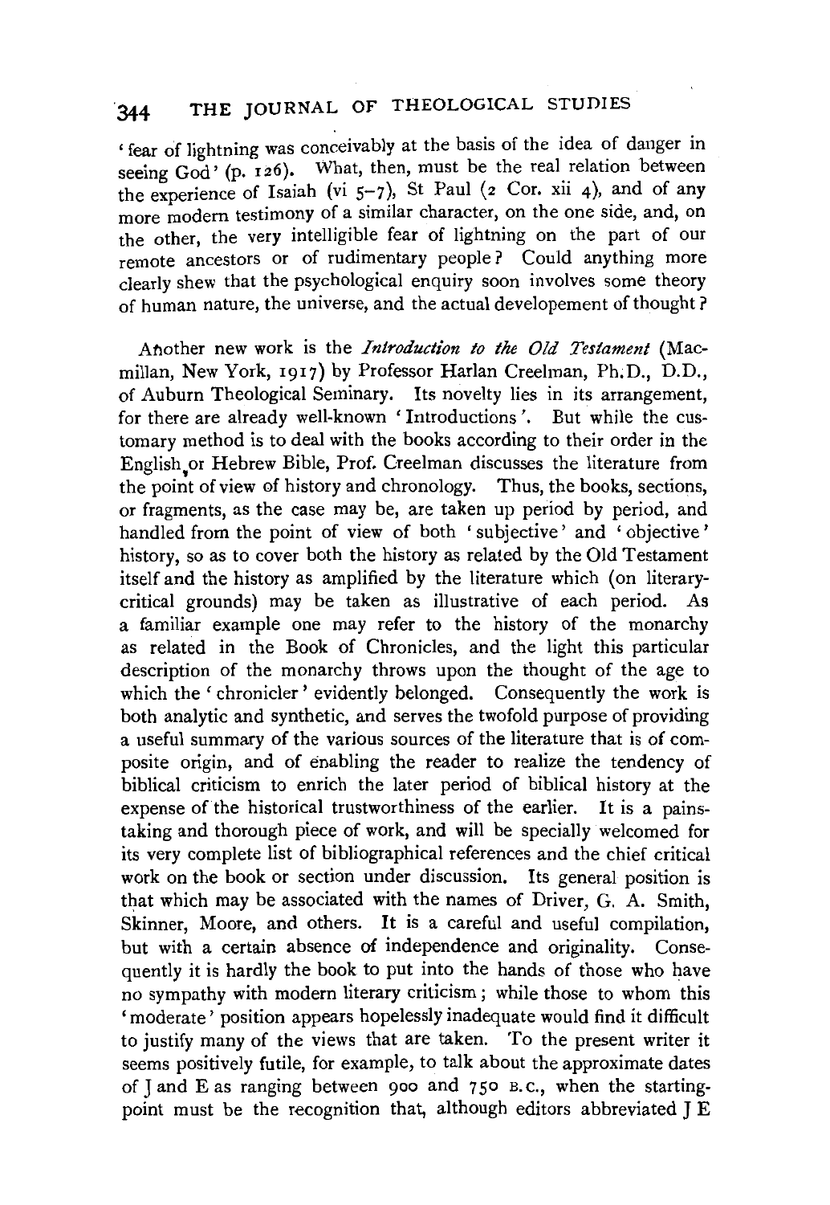'fear of lightning was conceivably at the basis of the idea of danger in seeing God' (p. 126). What, then, must be the real relation between the experience of Isaiah (vi 5–7), St Paul (2 Cor. xii 4), and of any more modern testimony of a similar character, on the one side, and, on the other, the very intelligible fear of lightning on the part of our remote ancestors or of rudimentary people? Could anything more clearly shew that the psychological enquiry soon involves some theory of human nature, the universe, and the actual developement of thought?

Another new work is the *Introduction to the Old Testament* (Macmillan, New York, 1917) by Professor Harlan Creelman, Ph.D., D.D., of Auburn Theological Seminary. Its novelty lies in its arrangement, for there are already well-known 'Introductions'. But while the customary method is to deal with the books according to their order in the English or Hebrew Bible, Prof. Creelman discusses the literature from the point of view of history and chronology. Thus, the books, sections, or fragments, as the case may be, are taken up period by period, and handled from the point of view of both 'subjective' and 'objective' history, so as to cover both the history as related by the Old Testament itself and the history as amplified by the literature which (on literary-critical grounds) may be taken as illustrative of each period. As a familiar example one may refer to the history of the monarchy as related in the Book of Chronicles, and the light this particular description of the monarchy throws upon the thought of the age to which the 'chronicler' evidently belonged. Consequently the work is both analytic and synthetic, and serves the twofold purpose of providing a useful summary of the various sources of the literature that is of composite origin, and of enabling the reader to realize the tendency of biblical criticism to enrich the later period of biblical history at the expense of the historical trustworthiness of the earlier. It is a painstaking and thorough piece of work, and will be specially welcomed for its very complete list of bibliographical references and the chief critical work on the book or section under discussion. Its general position is that which may be associated with the names of Driver, G. A. Smith, Skinner, Moore, and others. It is a careful and useful compilation, but with a certain absence of independence and originality. Consequently it is hardly the book to put into the hands of those who have no sympathy with modern literary criticism; while those to whom this 'moderate' position appears hopelessly inadequate would find it difficult to justify many of the views that are taken. To the present writer it seems positively futile, for example, to talk about the approximate dates of J and E as ranging between 900 and 750 B.C., when the starting-point must be the recognition that, although editors abbreviated J E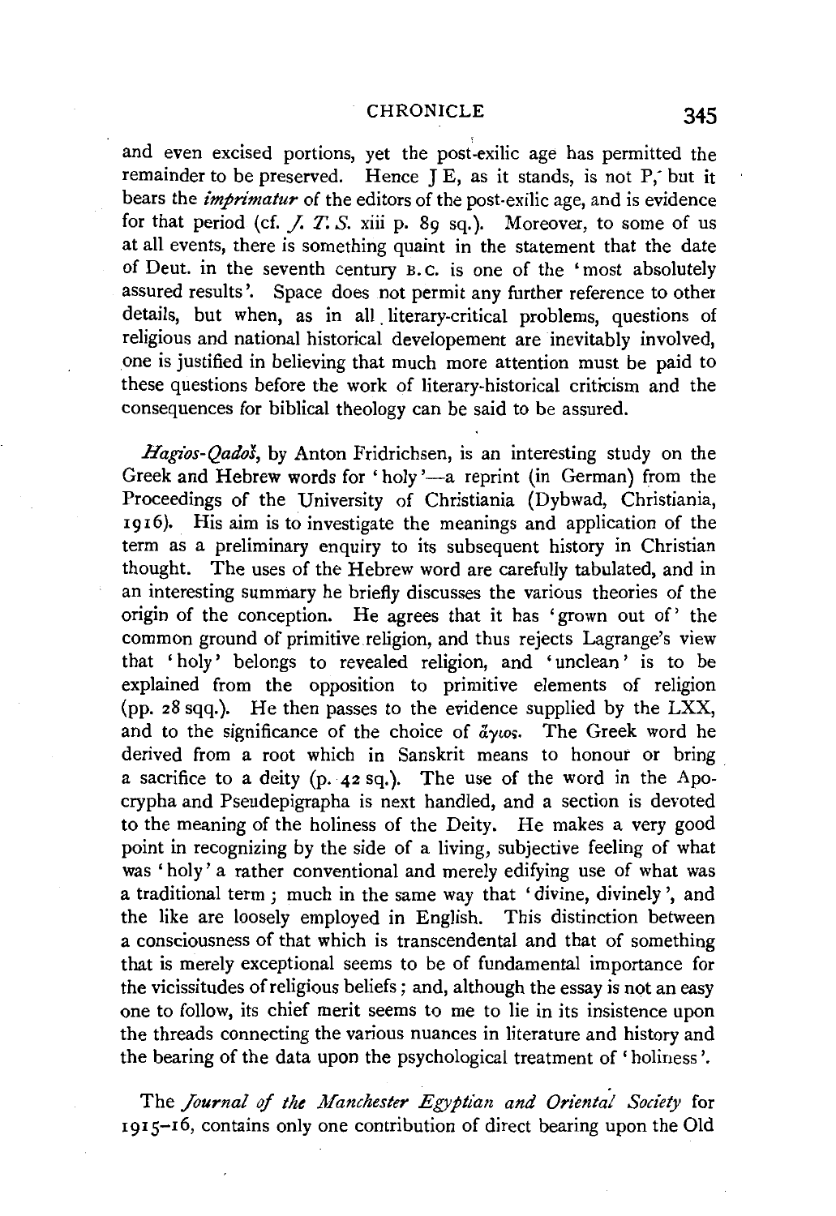and even excised portions, yet the post-exilic age has permitted the remainder to be preserved. Hence J E, as it stands, is not P, but it bears the *imprimatur* of the editors of the post-exilic age, and is evidence for that period (cf. *J. T. S.* xiii p. 89 sq.). Moreover, to some of us at all events, there is something quaint in the statement that the date of Deut. in the seventh century B.C. is one of the 'most absolutely assured results'. Space does not permit any further reference to other details, but when, as in all literary-critical problems, questions of religious and national historical developement are inevitably involved, one is justified in believing that much more attention must be paid to these questions before the work of literary-historical criticism and the consequences for biblical theology can be said to be assured.

*Hagios-Qadoš*, by Anton Fridrichsen, is an interesting study on the Greek and Hebrew words for 'holy'—a reprint (in German) from the Proceedings of the University of Christiania (Dybwad, Christiania, 1916). His aim is to investigate the meanings and application of the term as a preliminary enquiry to its subsequent history in Christian thought. The uses of the Hebrew word are carefully tabulated, and in an interesting summary he briefly discusses the various theories of the origin of the conception. He agrees that it has 'grown out of' the common ground of primitive religion, and thus rejects Lagrange's view that 'holy' belongs to revealed religion, and 'unclean' is to be explained from the opposition to primitive elements of religion (pp. 28 sqq.). He then passes to the evidence supplied by the LXX, and to the significance of the choice of ἅγιος. The Greek word he derived from a root which in Sanskrit means to honour or bring a sacrifice to a deity (p. 42 sq.). The use of the word in the Apocrypha and Pseudepigrapha is next handled, and a section is devoted to the meaning of the holiness of the Deity. He makes a very good point in recognizing by the side of a living, subjective feeling of what was 'holy' a rather conventional and merely edifying use of what was a traditional term; much in the same way that 'divine, divinely', and the like are loosely employed in English. This distinction between a consciousness of that which is transcendental and that of something that is merely exceptional seems to be of fundamental importance for the vicissitudes of religious beliefs; and, although the essay is not an easy one to follow, its chief merit seems to me to lie in its insistence upon the threads connecting the various nuances in literature and history and the bearing of the data upon the psychological treatment of 'holiness'.

The *Journal of the Manchester Egyptian and Oriental Society* for 1915–16, contains only one contribution of direct bearing upon the Old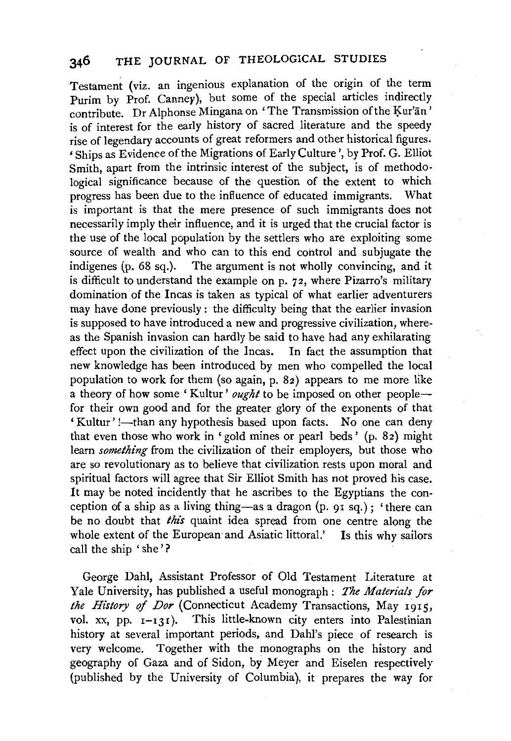Testament (viz. an ingenious explanation of the origin of the term Purim by Prof. Canney), but some of the special articles indirectly contribute. Dr Alphonse Mingana on 'The Transmission of the Ḳur'ān' is of interest for the early history of sacred literature and the speedy rise of legendary accounts of great reformers and other historical figures. 'Ships as Evidence of the Migrations of Early Culture', by Prof. G. Elliot Smith, apart from the intrinsic interest of the subject, is of methodological significance because of the question of the extent to which progress has been due to the influence of educated immigrants. What is important is that the mere presence of such immigrants does not necessarily imply their influence, and it is urged that the crucial factor is the use of the local population by the settlers who are exploiting some source of wealth and who can to this end control and subjugate the indigenes (p. 68 sq.). The argument is not wholly convincing, and it is difficult to understand the example on p. 72, where Pizarro's military domination of the Incas is taken as typical of what earlier adventurers may have done previously: the difficulty being that the earlier invasion is supposed to have introduced a new and progressive civilization, whereas the Spanish invasion can hardly be said to have had any exhilarating effect upon the civilization of the Incas. In fact the assumption that new knowledge has been introduced by men who compelled the local population to work for them (so again, p. 82) appears to me more like a theory of how some 'Kultur' *ought* to be imposed on other people—for their own good and for the greater glory of the exponents of that 'Kultur'!—than any hypothesis based upon facts. No one can deny that even those who work in 'gold mines or pearl beds' (p. 82) might learn *something* from the civilization of their employers, but those who are so revolutionary as to believe that civilization rests upon moral and spiritual factors will agree that Sir Elliot Smith has not proved his case. It may be noted incidently that he ascribes to the Egyptians the conception of a ship as a living thing—as a dragon (p. 91 sq.); 'there can be no doubt that *this* quaint idea spread from one centre along the whole extent of the European and Asiatic littoral.' Is this why sailors call the ship 'she'?

George Dahl, Assistant Professor of Old Testament Literature at Yale University, has published a useful monograph: *The Materials for the History of Dor* (Connecticut Academy Transactions, May 1915, vol. xx, pp. 1–131). This little-known city enters into Palestinian history at several important periods, and Dahl's piece of research is very welcome. Together with the monographs on the history and geography of Gaza and of Sidon, by Meyer and Eiselen respectively (published by the University of Columbia), it prepares the way for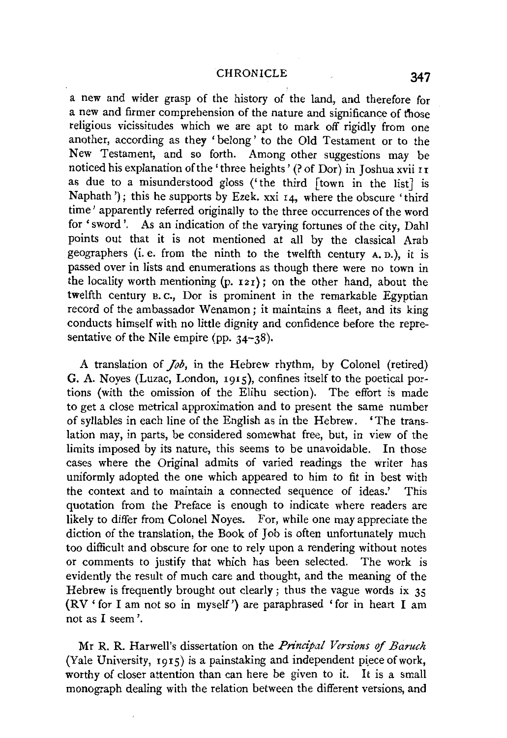a new and wider grasp of the history of the land, and therefore for a new and firmer comprehension of the nature and significance of those religious vicissitudes which we are apt to mark off rigidly from one another, according as they 'belong' to the Old Testament or to the New Testament, and so forth. Among other suggestions may be noticed his explanation of the 'three heights' (? of Dor) in Joshua xvii 11 as due to a misunderstood gloss ('the third [town in the list] is Naphath'); this he supports by Ezek. xxi 14, where the obscure 'third time' apparently referred originally to the three occurrences of the word for 'sword'. As an indication of the varying fortunes of the city, Dahl points out that it is not mentioned at all by the classical Arab geographers (i. e. from the ninth to the twelfth century A. D.), it is passed over in lists and enumerations as though there were no town in the locality worth mentioning (p. 121); on the other hand, about the twelfth century B. C., Dor is prominent in the remarkable Egyptian record of the ambassador Wenamon; it maintains a fleet, and its king conducts himself with no little dignity and confidence before the representative of the Nile empire (pp. 34–38).

A translation of *Job*, in the Hebrew rhythm, by Colonel (retired) G. A. Noyes (Luzac, London, 1915), confines itself to the poetical portions (with the omission of the Elihu section). The effort is made to get a close metrical approximation and to present the same number of syllables in each line of the English as in the Hebrew. 'The translation may, in parts, be considered somewhat free, but, in view of the limits imposed by its nature, this seems to be unavoidable. In those cases where the Original admits of varied readings the writer has uniformly adopted the one which appeared to him to fit in best with the context and to maintain a connected sequence of ideas.' This quotation from the Preface is enough to indicate where readers are likely to differ from Colonel Noyes. For, while one may appreciate the diction of the translation, the Book of Job is often unfortunately much too difficult and obscure for one to rely upon a rendering without notes or comments to justify that which has been selected. The work is evidently the result of much care and thought, and the meaning of the Hebrew is frequently brought out clearly; thus the vague words ix 35 (RV 'for I am not so in myself') are paraphrased 'for in heart I am not as I seem'.

Mr R. R. Harwell's dissertation on the *Principal Versions of Baruch* (Yale University, 1915) is a painstaking and independent piece of work, worthy of closer attention than can here be given to it. It is a small monograph dealing with the relation between the different versions, and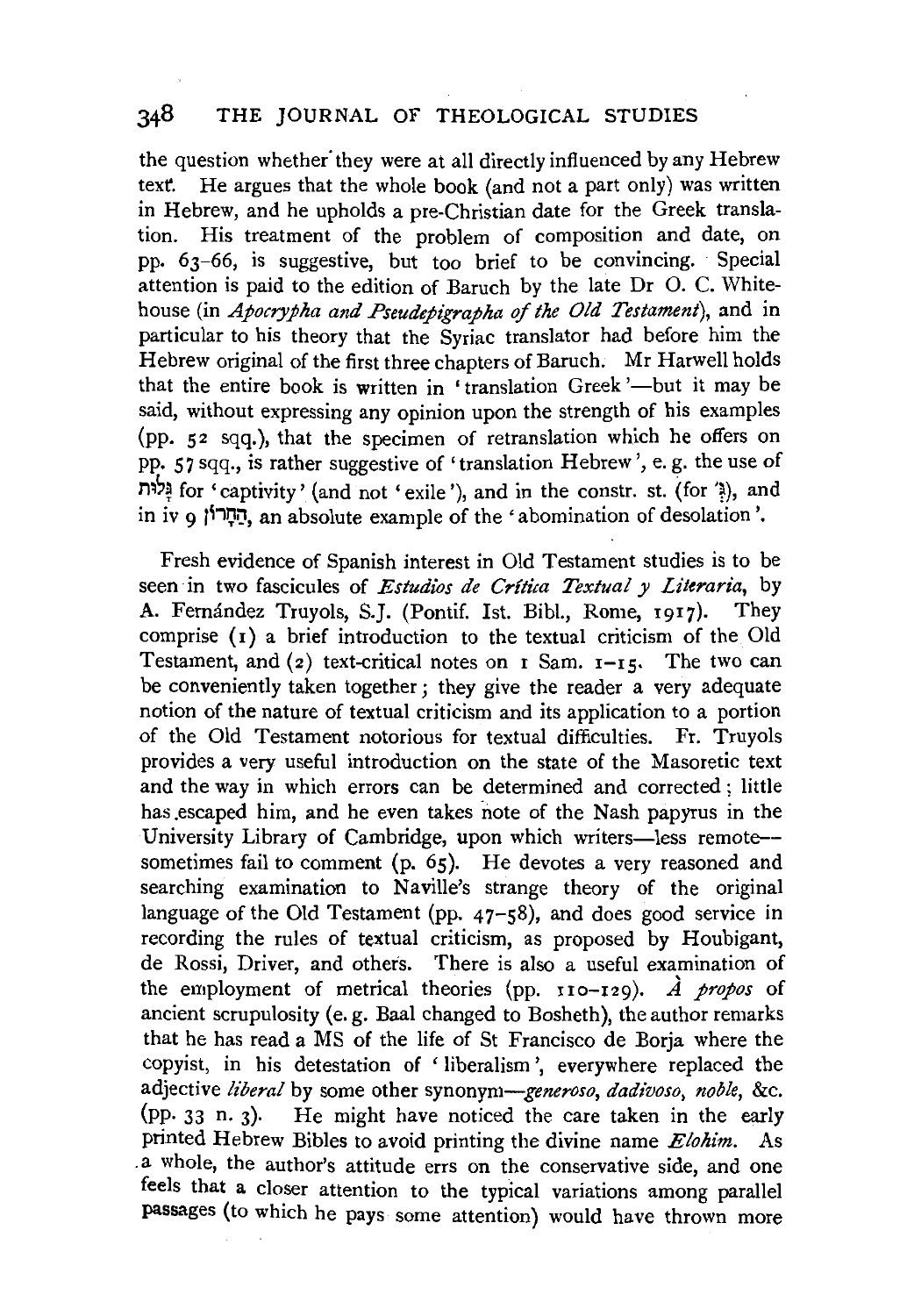the question whether they were at all directly influenced by any Hebrew text. He argues that the whole book (and not a part only) was written in Hebrew, and he upholds a pre-Christian date for the Greek translation. His treatment of the problem of composition and date, on pp. 63–66, is suggestive, but too brief to be convincing. Special attention is paid to the edition of Baruch by the late Dr O. C. Whitehouse (in *Apocrypha and Pseudepigrapha of the Old Testament*), and in particular to his theory that the Syriac translator had before him the Hebrew original of the first three chapters of Baruch. Mr Harwell holds that the entire book is written in 'translation Greek'—but it may be said, without expressing any opinion upon the strength of his examples (pp. 52 sqq.), that the specimen of retranslation which he offers on pp. 57 sqq., is rather suggestive of 'translation Hebrew', e. g. the use of גָּלוּת for 'captivity' (and not 'exile'), and in the constr. st. (for 'גָּ), and in iv 9 הַחֲרוֹן, an absolute example of the 'abomination of desolation'.

Fresh evidence of Spanish interest in Old Testament studies is to be seen in two fascicules of *Estudios de Crítica Textual y Literaria*, by A. Fernández Truyols, S.J. (Pontif. Ist. Bibl., Rome, 1917). They comprise (1) a brief introduction to the textual criticism of the Old Testament, and (2) text-critical notes on 1 Sam. 1–15. The two can be conveniently taken together; they give the reader a very adequate notion of the nature of textual criticism and its application to a portion of the Old Testament notorious for textual difficulties. Fr. Truyols provides a very useful introduction on the state of the Masoretic text and the way in which errors can be determined and corrected; little has escaped him, and he even takes note of the Nash papyrus in the University Library of Cambridge, upon which writers—less remote—sometimes fail to comment (p. 65). He devotes a very reasoned and searching examination to Naville's strange theory of the original language of the Old Testament (pp. 47–58), and does good service in recording the rules of textual criticism, as proposed by Houbigant, de Rossi, Driver, and others. There is also a useful examination of the employment of metrical theories (pp. 110–129). *À propos* of ancient scrupulosity (e. g. Baal changed to Bosheth), the author remarks that he has read a MS of the life of St Francisco de Borja where the copyist, in his detestation of 'liberalism', everywhere replaced the adjective *liberal* by some other synonym—*generoso*, *dadivoso*, *noble*, &c. (pp. 33 n. 3). He might have noticed the care taken in the early printed Hebrew Bibles to avoid printing the divine name *Elohim*. As a whole, the author's attitude errs on the conservative side, and one feels that a closer attention to the typical variations among parallel passages (to which he pays some attention) would have thrown more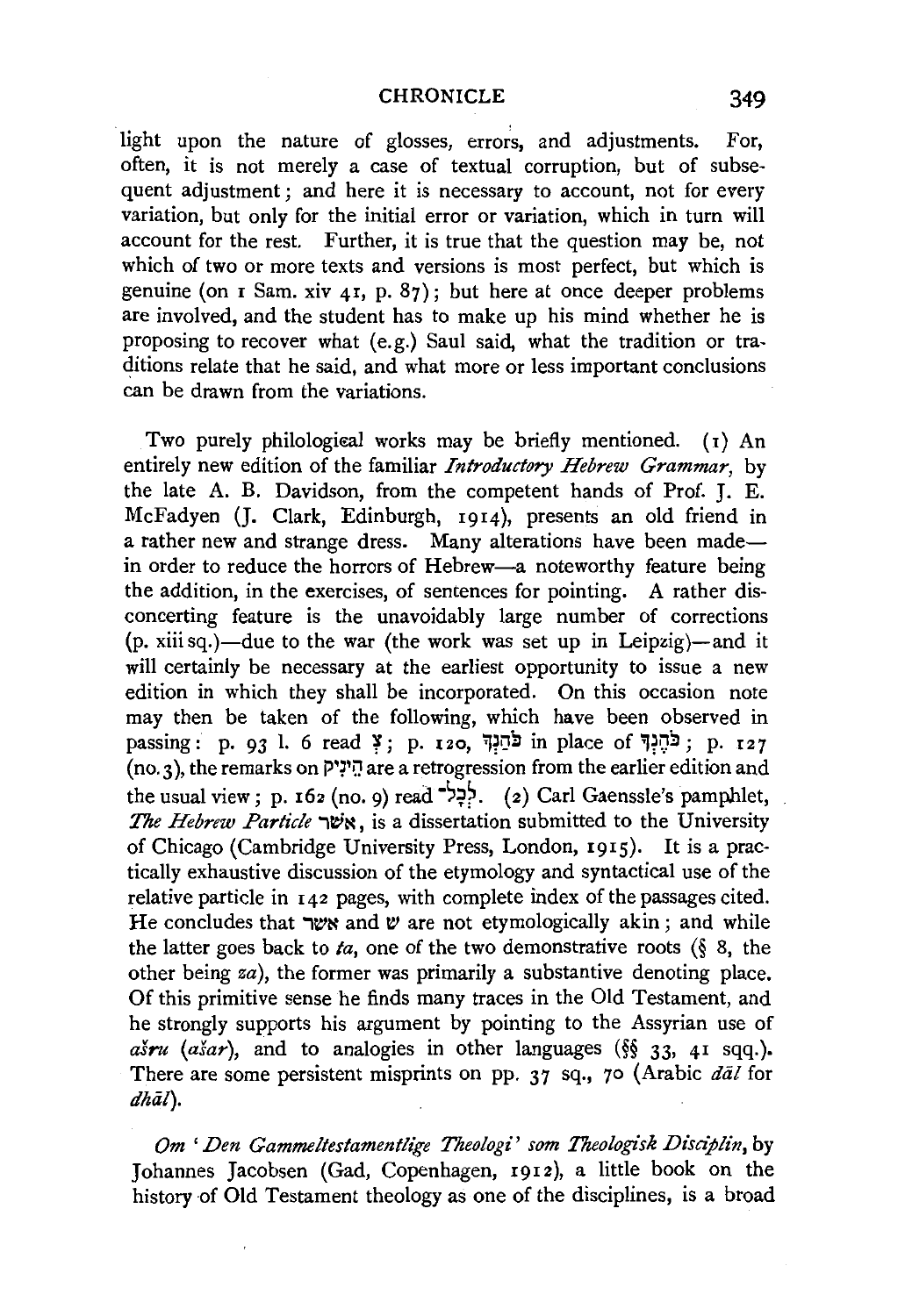light upon the nature of glosses, errors, and adjustments. For, often, it is not merely a case of textual corruption, but of subsequent adjustment; and here it is necessary to account, not for every variation, but only for the initial error or variation, which in turn will account for the rest. Further, it is true that the question may be, not which of two or more texts and versions is most perfect, but which is genuine (on 1 Sam. xiv 41, p. 87); but here at once deeper problems are involved, and the student has to make up his mind whether he is proposing to recover what (e.g.) Saul said, what the tradition or traditions relate that he said, and what more or less important conclusions can be drawn from the variations.

Two purely philological works may be briefly mentioned. (1) An entirely new edition of the familiar *Introductory Hebrew Grammar*, by the late A. B. Davidson, from the competent hands of Prof. J. E. McFadyen (J. Clark, Edinburgh, 1914), presents an old friend in a rather new and strange dress. Many alterations have been made—in order to reduce the horrors of Hebrew—a noteworthy feature being the addition, in the exercises, of sentences for pointing. A rather disconcerting feature is the unavoidably large number of corrections (p. xiii sq.)—due to the war (the work was set up in Leipzig)—and it will certainly be necessary at the earliest opportunity to issue a new edition in which they shall be incorporated. On this occasion note may then be taken of the following, which have been observed in passing: p. 93 l. 6 read צ; p. 120, כֹּהֶנְךָ in place of כֹּהֶנְךְ; p. 127 (no. 3), the remarks on הֵינִיק are a retrogression from the earlier edition and the usual view; p. 162 (no. 9) read לְכָל־. (2) Carl Gaenssle's pamphlet, *The Hebrew Particle* אשר, is a dissertation submitted to the University of Chicago (Cambridge University Press, London, 1915). It is a practically exhaustive discussion of the etymology and syntactical use of the relative particle in 142 pages, with complete index of the passages cited. He concludes that אשר and שׁ are not etymologically akin; and while the latter goes back to *ta*, one of the two demonstrative roots (§ 8, the other being *za*), the former was primarily a substantive denoting place. Of this primitive sense he finds many traces in the Old Testament, and he strongly supports his argument by pointing to the Assyrian use of *ašru* (*ašar*), and to analogies in other languages (§§ 33, 41 sqq.). There are some persistent misprints on pp. 37 sq., 70 (Arabic *dāl* for *dhāl*).

*Om 'Den Gammeltestamentlige Theologi' som Theologisk Disciplin*, by Johannes Jacobsen (Gad, Copenhagen, 1912), a little book on the history of Old Testament theology as one of the disciplines, is a broad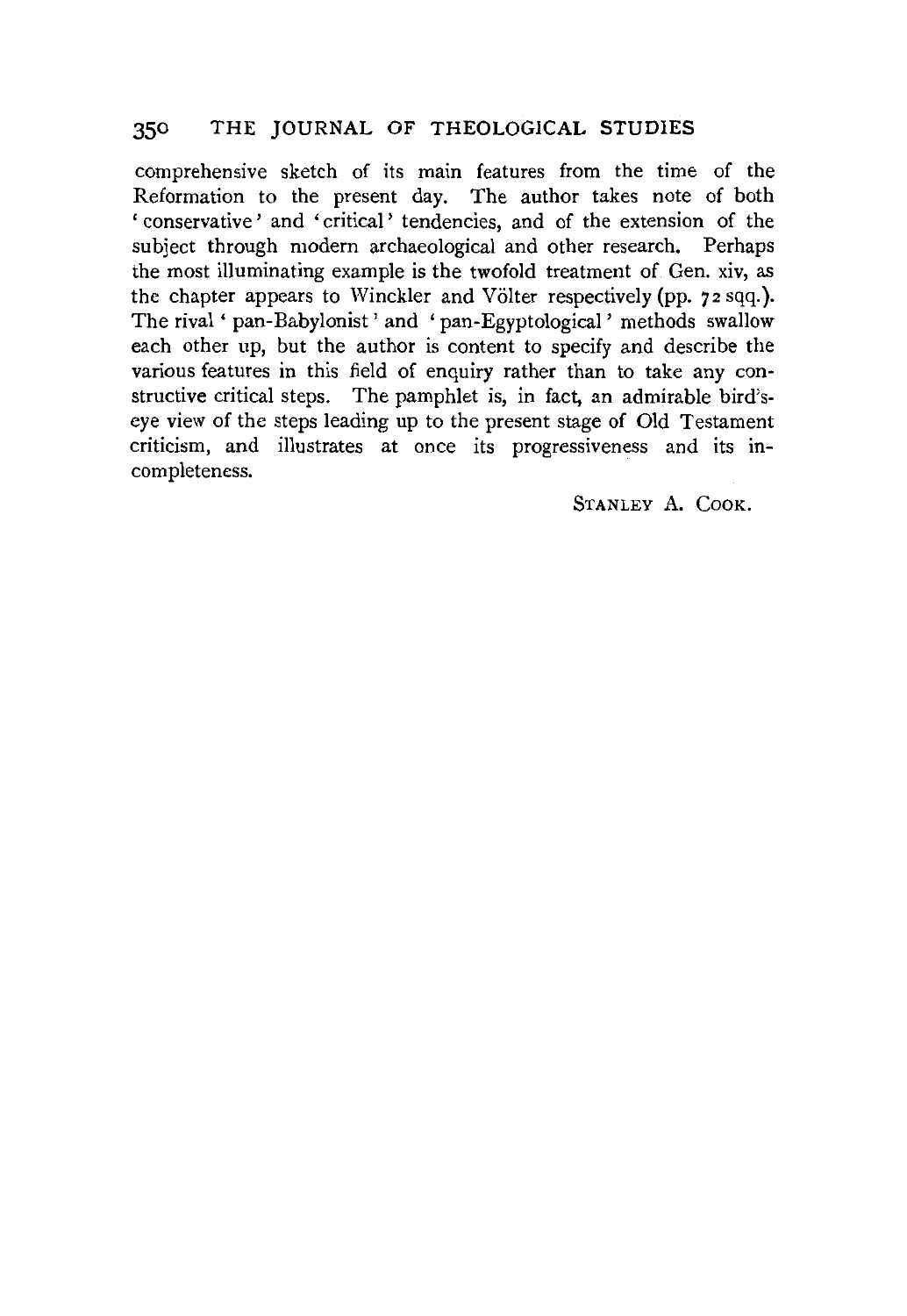comprehensive sketch of its main features from the time of the Reformation to the present day. The author takes note of both 'conservative' and 'critical' tendencies, and of the extension of the subject through modern archaeological and other research. Perhaps the most illuminating example is the twofold treatment of Gen. xiv, as the chapter appears to Winckler and Völter respectively (pp. 72 sqq.). The rival 'pan-Babylonist' and 'pan-Egyptological' methods swallow each other up, but the author is content to specify and describe the various features in this field of enquiry rather than to take any constructive critical steps. The pamphlet is, in fact, an admirable bird's-eye view of the steps leading up to the present stage of Old Testament criticism, and illustrates at once its progressiveness and its incompleteness.

STANLEY A. COOK.